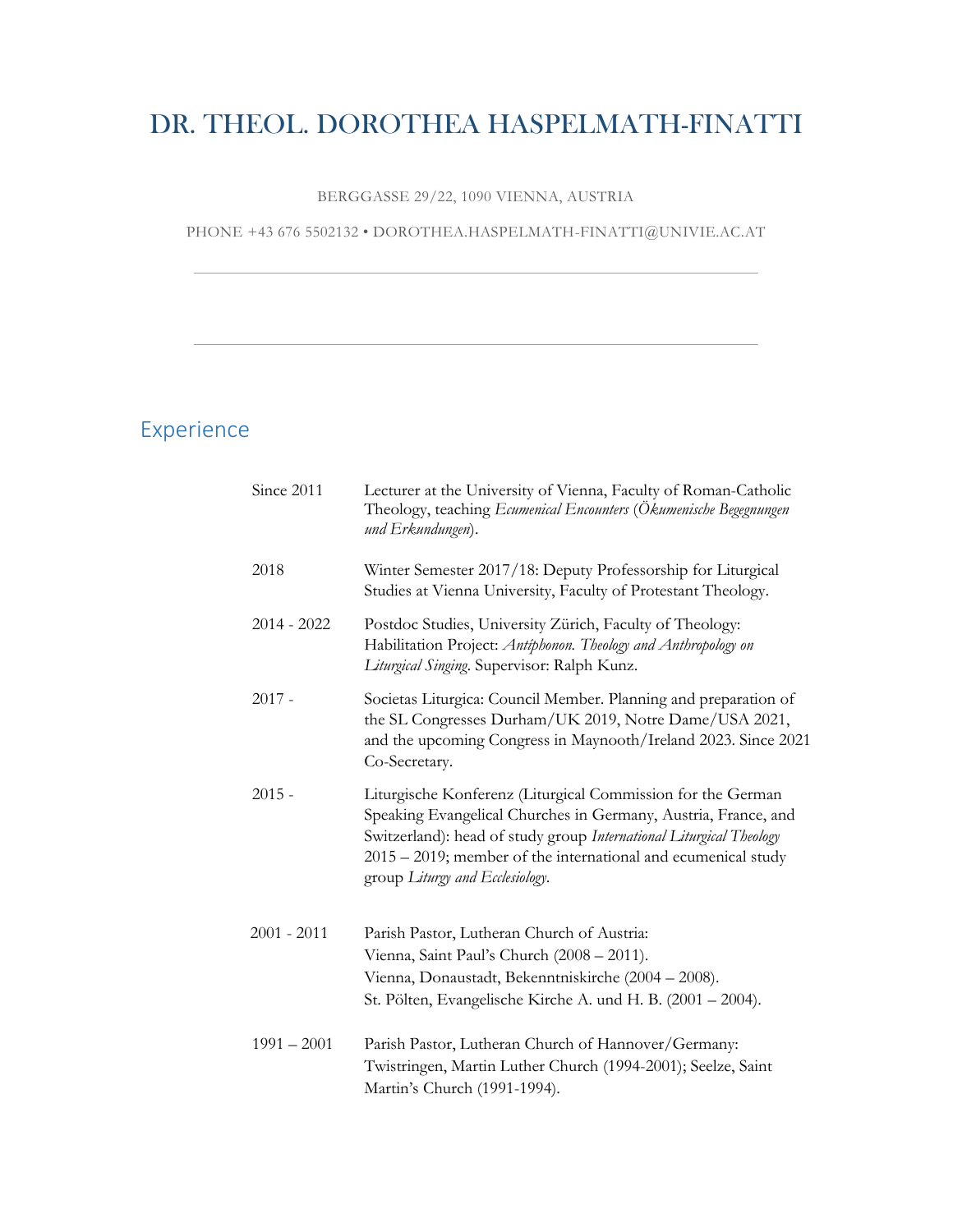# DR. THEOL. DOROTHEA HASPELMATH-FINATTI

BERGGASSE 29/22, 1090 VIENNA, AUSTRIA

PHONE +43 676 5502132 • DOROTHEA.HASPELMATH-FINATTI@UNIVIE.AC.AT

---

---

## Experience

| | |
|---|---|
| Since 2011 | Lecturer at the University of Vienna, Faculty of Roman-Catholic Theology, teaching *Ecumenical Encounters* (*Ökumenische Begegnungen und Erkundungen*). |
| 2018 | Winter Semester 2017/18: Deputy Professorship for Liturgical Studies at Vienna University, Faculty of Protestant Theology. |
| 2014 - 2022 | Postdoc Studies, University Zürich, Faculty of Theology: Habilitation Project: *Antíphonon. Theology and Anthropology on Liturgical Singing*. Supervisor: Ralph Kunz. |
| 2017 - | Societas Liturgica: Council Member. Planning and preparation of the SL Congresses Durham/UK 2019, Notre Dame/USA 2021, and the upcoming Congress in Maynooth/Ireland 2023. Since 2021 Co-Secretary. |
| 2015 - | Liturgische Konferenz (Liturgical Commission for the German Speaking Evangelical Churches in Germany, Austria, France, and Switzerland): head of study group *International Liturgical Theology* 2015 – 2019; member of the international and ecumenical study group *Liturgy and Ecclesiology*. |
| 2001 - 2011 | Parish Pastor, Lutheran Church of Austria:<br>Vienna, Saint Paul's Church (2008 – 2011).<br>Vienna, Donaustadt, Bekenntniskirche (2004 – 2008).<br>St. Pölten, Evangelische Kirche A. und H. B. (2001 – 2004). |
| 1991 – 2001 | Parish Pastor, Lutheran Church of Hannover/Germany: Twistringen, Martin Luther Church (1994-2001); Seelze, Saint Martin's Church (1991-1994). |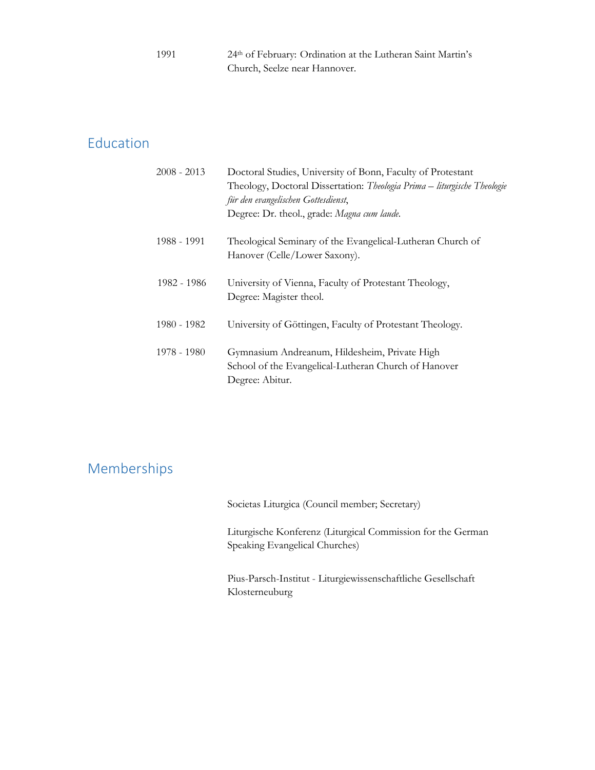| | |
|---|---|
| 1991 | 24th of February: Ordination at the Lutheran Saint Martin's Church, Seelze near Hannover. |

## Education

| | |
|---|---|
| 2008 - 2013 | Doctoral Studies, University of Bonn, Faculty of Protestant Theology, Doctoral Dissertation: *Theologia Prima – liturgische Theologie für den evangelischen Gottesdienst*, Degree: Dr. theol., grade: *Magna cum laude*. |
| 1988 - 1991 | Theological Seminary of the Evangelical-Lutheran Church of Hanover (Celle/Lower Saxony). |
| 1982 - 1986 | University of Vienna, Faculty of Protestant Theology, Degree: Magister theol. |
| 1980 - 1982 | University of Göttingen, Faculty of Protestant Theology. |
| 1978 - 1980 | Gymnasium Andreanum, Hildesheim, Private High School of the Evangelical-Lutheran Church of Hanover Degree: Abitur. |

## Memberships

Societas Liturgica (Council member; Secretary)

Liturgische Konferenz (Liturgical Commission for the German Speaking Evangelical Churches)

Pius-Parsch-Institut - Liturgiewissenschaftliche Gesellschaft Klosterneuburg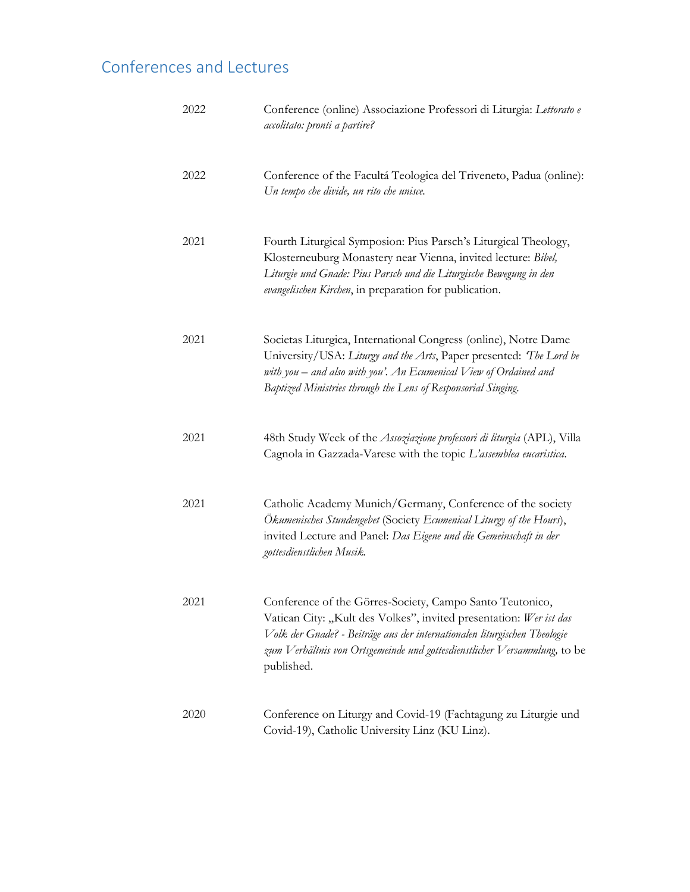## Conferences and Lectures

| | |
|---|---|
| 2022 | Conference (online) Associazione Professori di Liturgia: *Lettorato e accolitato: pronti a partire?* |
| 2022 | Conference of the Facultá Teologica del Triveneto, Padua (online): *Un tempo che divide, un rito che unisce.* |
| 2021 | Fourth Liturgical Symposion: Pius Parsch's Liturgical Theology, Klosterneuburg Monastery near Vienna, invited lecture: *Bibel, Liturgie und Gnade: Pius Parsch und die Liturgische Bewegung in den evangelischen Kirchen*, in preparation for publication. |
| 2021 | Societas Liturgica, International Congress (online), Notre Dame University/USA: *Liturgy and the Arts*, Paper presented: *'The Lord be with you – and also with you'. An Ecumenical View of Ordained and Baptized Ministries through the Lens of Responsorial Singing.* |
| 2021 | 48th Study Week of the *Assoziazione professori di liturgia* (APL), Villa Cagnola in Gazzada-Varese with the topic *L'assemblea eucaristica.* |
| 2021 | Catholic Academy Munich/Germany, Conference of the society *Ökumenisches Stundengebet* (Society *Ecumenical Liturgy of the Hours*), invited Lecture and Panel: *Das Eigene und die Gemeinschaft in der gottesdienstlichen Musik.* |
| 2021 | Conference of the Görres-Society, Campo Santo Teutonico, Vatican City: „Kult des Volkes", invited presentation: *Wer ist das Volk der Gnade? - Beiträge aus der internationalen liturgischen Theologie zum Verhältnis von Ortsgemeinde und gottesdienstlicher Versammlung,* to be published. |
| 2020 | Conference on Liturgy and Covid-19 (Fachtagung zu Liturgie und Covid-19), Catholic University Linz (KU Linz). |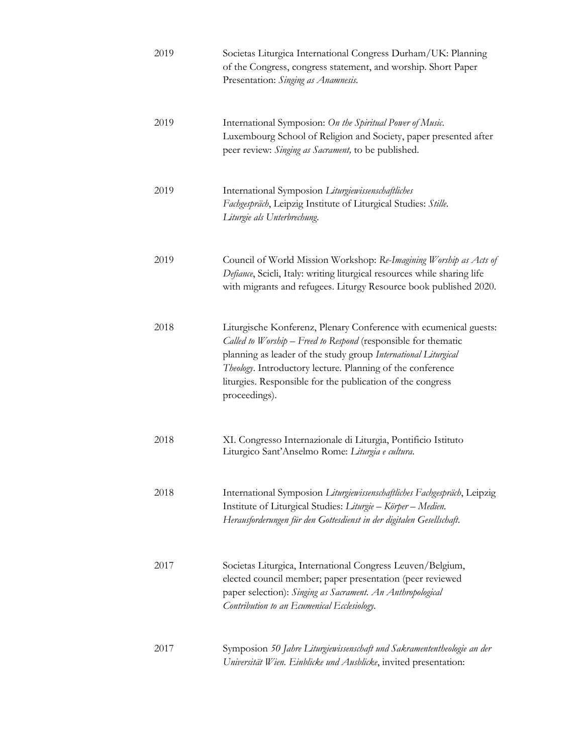| | |
|---|---|
| 2019 | Societas Liturgica International Congress Durham/UK: Planning of the Congress, congress statement, and worship. Short Paper Presentation: *Singing as Anamnesis*. |
| 2019 | International Symposion: *On the Spiritual Power of Music*. Luxembourg School of Religion and Society, paper presented after peer review: *Singing as Sacrament,* to be published. |
| 2019 | International Symposion *Liturgiewissenschaftliches Fachgespräch*, Leipzig Institute of Liturgical Studies: *Stille. Liturgie als Unterbrechung*. |
| 2019 | Council of World Mission Workshop: *Re-Imagining Worship as Acts of Defiance*, Scicli, Italy: writing liturgical resources while sharing life with migrants and refugees. Liturgy Resource book published 2020. |
| 2018 | Liturgische Konferenz, Plenary Conference with ecumenical guests: *Called to Worship – Freed to Respond* (responsible for thematic planning as leader of the study group *International Liturgical Theology*. Introductory lecture. Planning of the conference liturgies. Responsible for the publication of the congress proceedings). |
| 2018 | XI. Congresso Internazionale di Liturgia, Pontificio Istituto Liturgico Sant'Anselmo Rome: *Liturgia e cultura*. |
| 2018 | International Symposion *Liturgiewissenschaftliches Fachgespräch*, Leipzig Institute of Liturgical Studies: *Liturgie – Körper – Medien. Herausforderungen für den Gottesdienst in der digitalen Gesellschaft*. |
| 2017 | Societas Liturgica, International Congress Leuven/Belgium, elected council member; paper presentation (peer reviewed paper selection): *Singing as Sacrament. An Anthropological Contribution to an Ecumenical Ecclesiology*. |
| 2017 | Symposion *50 Jahre Liturgiewissenschaft und Sakramententheologie an der Universität Wien. Einblicke und Ausblicke*, invited presentation: |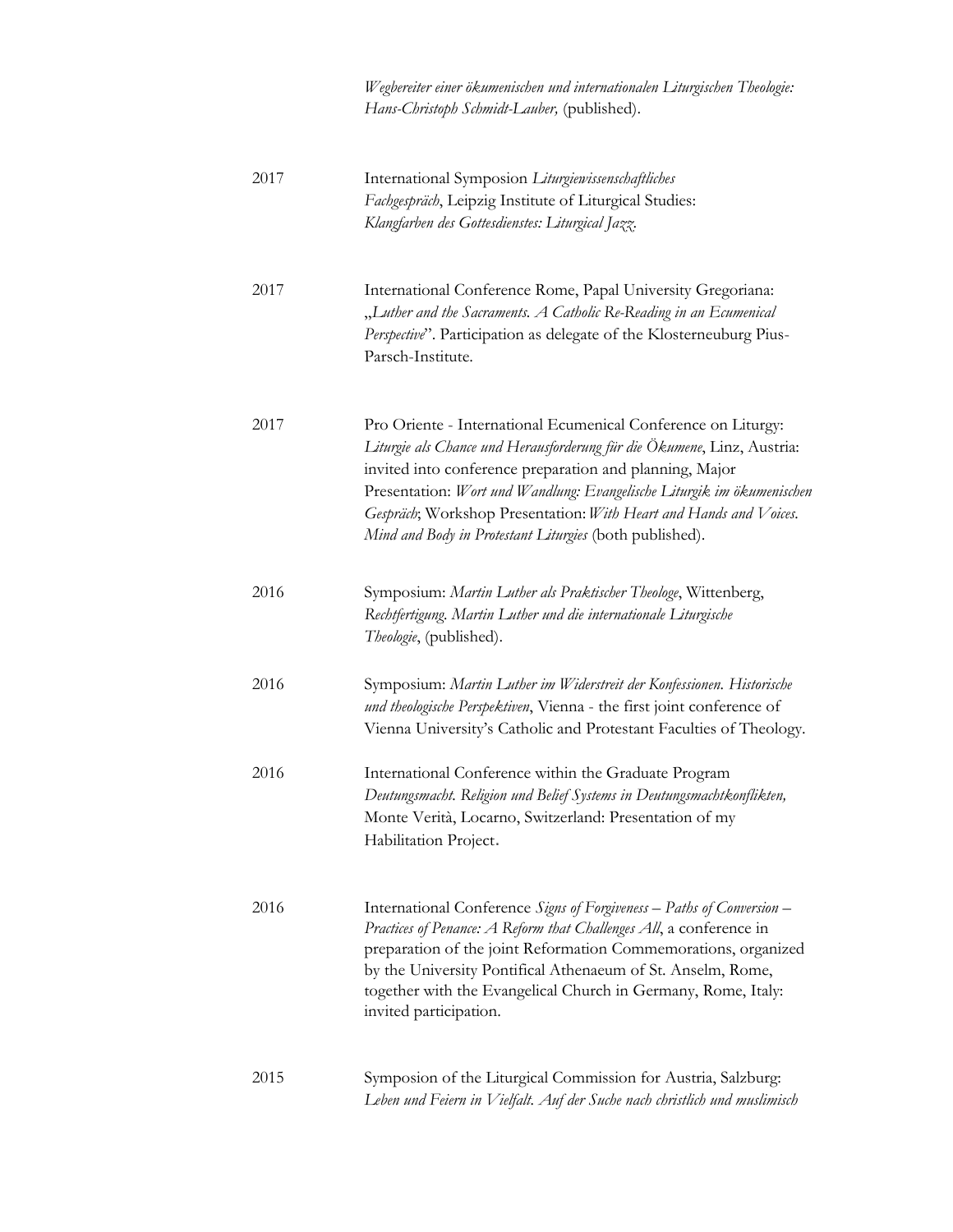*Wegbereiter einer ökumenischen und internationalen Liturgischen Theologie: Hans-Christoph Schmidt-Lauber,* (published).

2017 International Symposion *Liturgiewissenschaftliches Fachgespräch*, Leipzig Institute of Liturgical Studies: *Klangfarben des Gottesdienstes: Liturgical Jazz.*

2017 International Conference Rome, Papal University Gregoriana: „*Luther and the Sacraments. A Catholic Re-Reading in an Ecumenical Perspective*". Participation as delegate of the Klosterneuburg Pius-Parsch-Institute.

2017 Pro Oriente - International Ecumenical Conference on Liturgy: *Liturgie als Chance und Herausforderung für die Ökumene*, Linz, Austria: invited into conference preparation and planning, Major Presentation: *Wort und Wandlung: Evangelische Liturgik im ökumenischen Gespräch*; Workshop Presentation: *With Heart and Hands and Voices. Mind and Body in Protestant Liturgies* (both published).

2016 Symposium: *Martin Luther als Praktischer Theologe*, Wittenberg, *Rechtfertigung. Martin Luther und die internationale Liturgische Theologie*, (published).

2016 Symposium: *Martin Luther im Widerstreit der Konfessionen. Historische und theologische Perspektiven*, Vienna - the first joint conference of Vienna University's Catholic and Protestant Faculties of Theology.

2016 International Conference within the Graduate Program *Deutungsmacht. Religion und Belief Systems in Deutungsmachtkonflikten,* Monte Verità, Locarno, Switzerland: Presentation of my Habilitation Project.

2016 International Conference *Signs of Forgiveness – Paths of Conversion – Practices of Penance: A Reform that Challenges All*, a conference in preparation of the joint Reformation Commemorations, organized by the University Pontifical Athenaeum of St. Anselm, Rome, together with the Evangelical Church in Germany, Rome, Italy: invited participation.

2015 Symposion of the Liturgical Commission for Austria, Salzburg: *Leben und Feiern in Vielfalt. Auf der Suche nach christlich und muslimisch*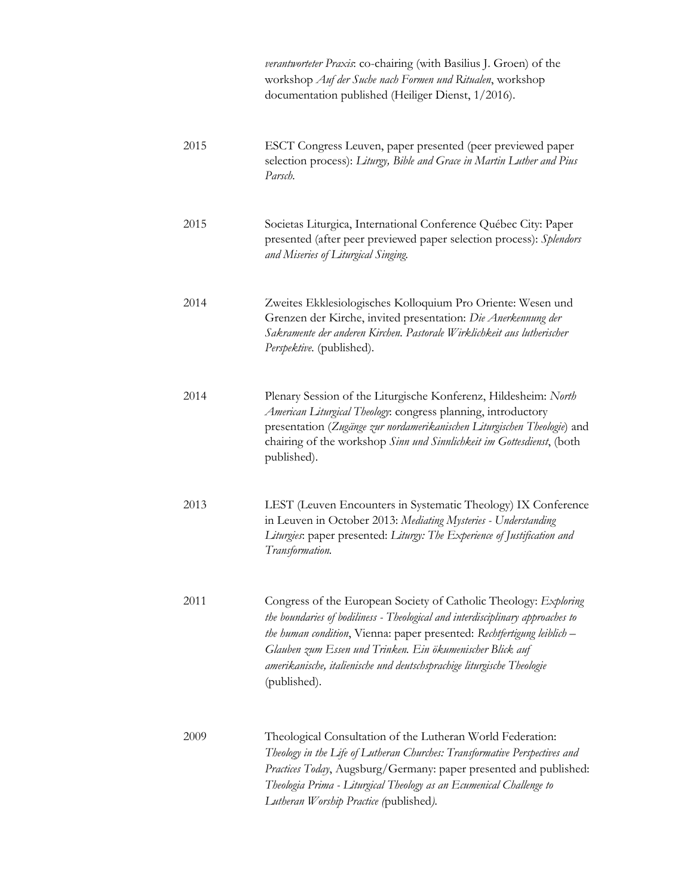| | |
|---|---|
| | *verantworteter Praxis*: co-chairing (with Basilius J. Groen) of the workshop *Auf der Suche nach Formen und Ritualen*, workshop documentation published (Heiliger Dienst, 1/2016). |
| 2015 | ESCT Congress Leuven, paper presented (peer previewed paper selection process): *Liturgy, Bible and Grace in Martin Luther and Pius Parsch.* |
| 2015 | Societas Liturgica, International Conference Québec City: Paper presented (after peer previewed paper selection process): *Splendors and Miseries of Liturgical Singing.* |
| 2014 | Zweites Ekklesiologisches Kolloquium Pro Oriente: Wesen und Grenzen der Kirche, invited presentation: *Die Anerkennung der Sakramente der anderen Kirchen. Pastorale Wirklichkeit aus lutherischer Perspektive.* (published). |
| 2014 | Plenary Session of the Liturgische Konferenz, Hildesheim: *North American Liturgical Theology*: congress planning, introductory presentation (*Zugänge zur nordamerikanischen Liturgischen Theologie*) and chairing of the workshop *Sinn und Sinnlichkeit im Gottesdienst*, (both published). |
| 2013 | LEST (Leuven Encounters in Systematic Theology) IX Conference in Leuven in October 2013: *Mediating Mysteries - Understanding Liturgies*: paper presented: *Liturgy: The Experience of Justification and Transformation.* |
| 2011 | Congress of the European Society of Catholic Theology: *Exploring the boundaries of bodiliness - Theological and interdisciplinary approaches to the human condition*, Vienna: paper presented: *Rechtfertigung leiblich – Glauben zum Essen und Trinken. Ein ökumenischer Blick auf amerikanische, italienische und deutschsprachige liturgische Theologie* (published). |
| 2009 | Theological Consultation of the Lutheran World Federation: *Theology in the Life of Lutheran Churches: Transformative Perspectives and Practices Today*, Augsburg/Germany: paper presented and published: *Theologia Prima - Liturgical Theology as an Ecumenical Challenge to Lutheran Worship Practice (*published*).* |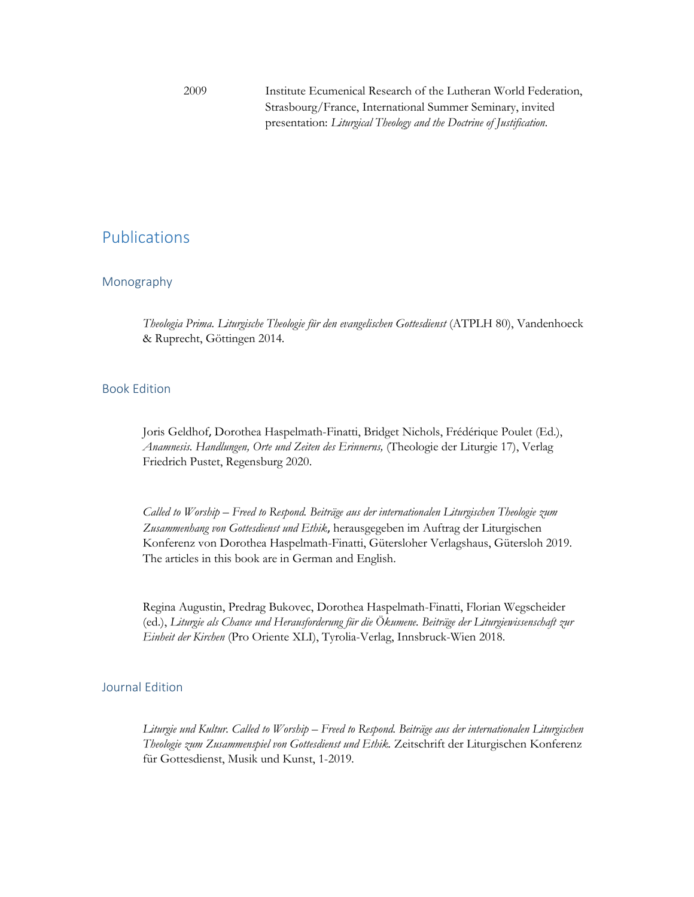2009 Institute Ecumenical Research of the Lutheran World Federation, Strasbourg/France, International Summer Seminary, invited presentation: *Liturgical Theology and the Doctrine of Justification.*

# Publications

## Monography

*Theologia Prima. Liturgische Theologie für den evangelischen Gottesdienst* (ATPLH 80), Vandenhoeck & Ruprecht, Göttingen 2014.

## Book Edition

Joris Geldhof, Dorothea Haspelmath-Finatti, Bridget Nichols, Frédérique Poulet (Ed.), *Anamnesis. Handlungen, Orte und Zeiten des Erinnerns,* (Theologie der Liturgie 17), Verlag Friedrich Pustet, Regensburg 2020.

*Called to Worship – Freed to Respond. Beiträge aus der internationalen Liturgischen Theologie zum Zusammenhang von Gottesdienst und Ethik,* herausgegeben im Auftrag der Liturgischen Konferenz von Dorothea Haspelmath-Finatti, Gütersloher Verlagshaus, Gütersloh 2019. The articles in this book are in German and English.

Regina Augustin, Predrag Bukovec, Dorothea Haspelmath-Finatti, Florian Wegscheider (ed.), *Liturgie als Chance und Herausforderung für die Ökumene. Beiträge der Liturgiewissenschaft zur Einheit der Kirchen* (Pro Oriente XLI), Tyrolia-Verlag, Innsbruck-Wien 2018.

## Journal Edition

*Liturgie und Kultur. Called to Worship – Freed to Respond. Beiträge aus der internationalen Liturgischen Theologie zum Zusammenspiel von Gottesdienst und Ethik.* Zeitschrift der Liturgischen Konferenz für Gottesdienst, Musik und Kunst, 1-2019.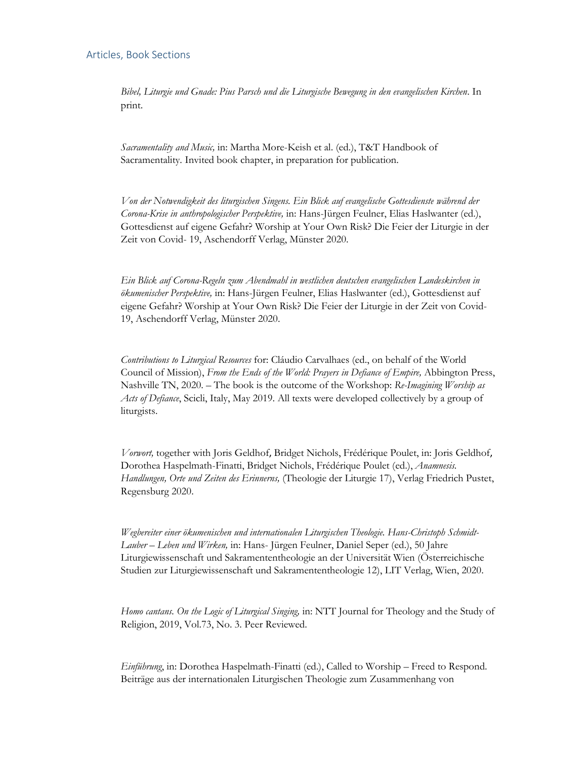## Articles, Book Sections

*Bibel, Liturgie und Gnade: Pius Parsch und die Liturgische Bewegung in den evangelischen Kirchen*. In print.

*Sacramentality and Music,* in: Martha More-Keish et al. (ed.), T&T Handbook of Sacramentality. Invited book chapter, in preparation for publication.

*Von der Notwendigkeit des liturgischen Singens. Ein Blick auf evangelische Gottesdienste während der Corona-Krise in anthropologischer Perspektive,* in: Hans-Jürgen Feulner, Elias Haslwanter (ed.), Gottesdienst auf eigene Gefahr? Worship at Your Own Risk? Die Feier der Liturgie in der Zeit von Covid- 19, Aschendorff Verlag, Münster 2020.

*Ein Blick auf Corona-Regeln zum Abendmahl in westlichen deutschen evangelischen Landeskirchen in ökumenischer Perspektive,* in: Hans-Jürgen Feulner, Elias Haslwanter (ed.), Gottesdienst auf eigene Gefahr? Worship at Your Own Risk? Die Feier der Liturgie in der Zeit von Covid-19, Aschendorff Verlag, Münster 2020.

*Contributions to Liturgical Resources* for: Cláudio Carvalhaes (ed., on behalf of the World Council of Mission), *From the Ends of the World: Prayers in Defiance of Empire,* Abbington Press, Nashville TN, 2020. – The book is the outcome of the Workshop: *Re-Imagining Worship as Acts of Defiance*, Scicli, Italy, May 2019. All texts were developed collectively by a group of liturgists.

*Vorwort,* together with Joris Geldhof, Bridget Nichols, Frédérique Poulet, in: Joris Geldhof, Dorothea Haspelmath-Finatti, Bridget Nichols, Frédérique Poulet (ed.), *Anamnesis. Handlungen, Orte und Zeiten des Erinnerns,* (Theologie der Liturgie 17), Verlag Friedrich Pustet, Regensburg 2020.

*Wegbereiter einer ökumenischen und internationalen Liturgischen Theologie. Hans-Christoph Schmidt-Lauber – Leben und Wirken,* in: Hans- Jürgen Feulner, Daniel Seper (ed.), 50 Jahre Liturgiewissenschaft und Sakramententheologie an der Universität Wien (Österreichische Studien zur Liturgiewissenschaft und Sakramententheologie 12), LIT Verlag, Wien, 2020.

*Homo cantans. On the Logic of Liturgical Singing,* in: NTT Journal for Theology and the Study of Religion, 2019, Vol.73, No. 3. Peer Reviewed.

*Einführung*, in: Dorothea Haspelmath-Finatti (ed.), Called to Worship – Freed to Respond. Beiträge aus der internationalen Liturgischen Theologie zum Zusammenhang von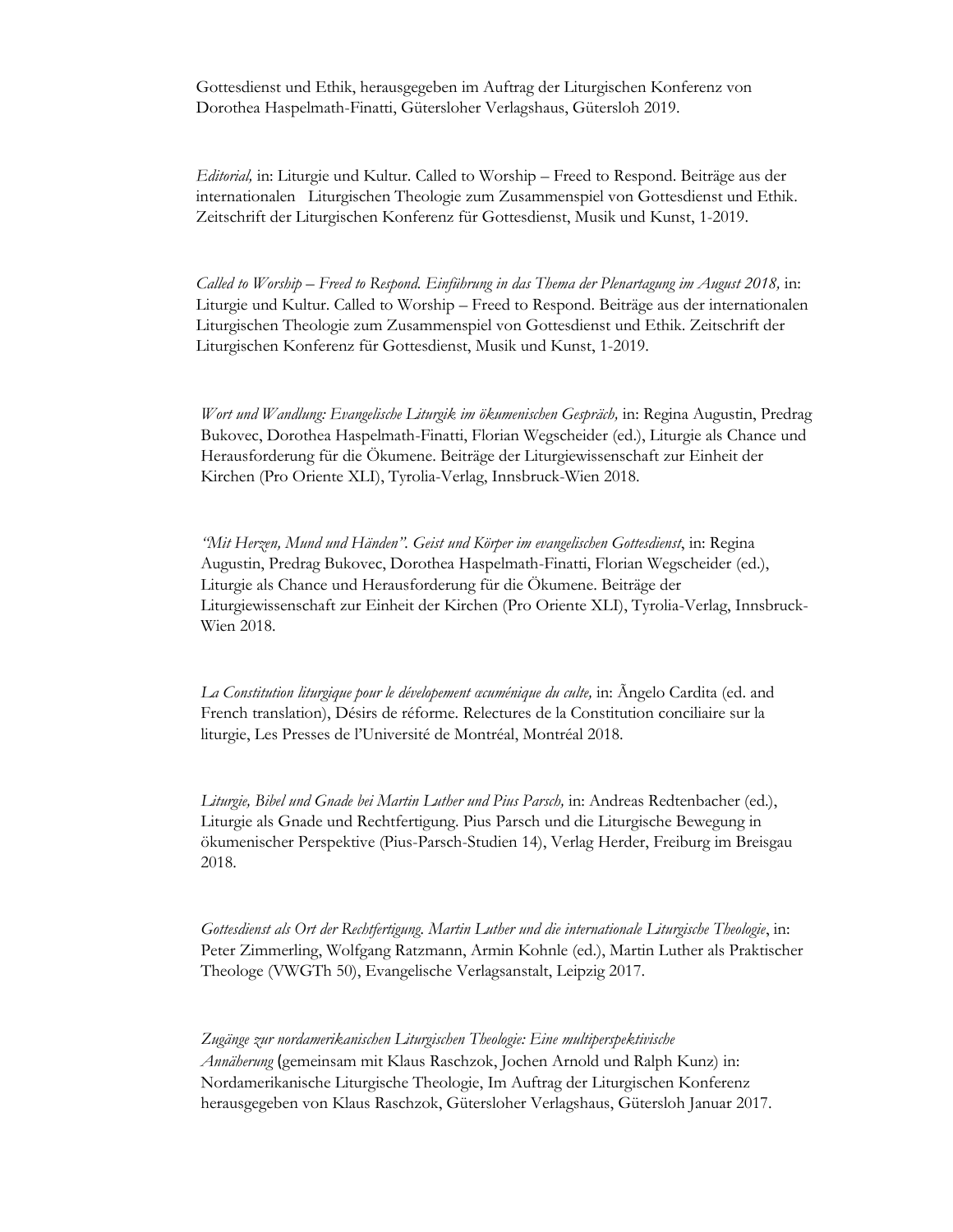Gottesdienst und Ethik, herausgegeben im Auftrag der Liturgischen Konferenz von Dorothea Haspelmath-Finatti, Gütersloher Verlagshaus, Gütersloh 2019.

*Editorial,* in: Liturgie und Kultur. Called to Worship – Freed to Respond. Beiträge aus der internationalen Liturgischen Theologie zum Zusammenspiel von Gottesdienst und Ethik. Zeitschrift der Liturgischen Konferenz für Gottesdienst, Musik und Kunst, 1-2019.

*Called to Worship – Freed to Respond. Einführung in das Thema der Plenartagung im August 2018,* in: Liturgie und Kultur. Called to Worship – Freed to Respond. Beiträge aus der internationalen Liturgischen Theologie zum Zusammenspiel von Gottesdienst und Ethik. Zeitschrift der Liturgischen Konferenz für Gottesdienst, Musik und Kunst, 1-2019.

*Wort und Wandlung: Evangelische Liturgik im ökumenischen Gespräch,* in: Regina Augustin, Predrag Bukovec, Dorothea Haspelmath-Finatti, Florian Wegscheider (ed.), Liturgie als Chance und Herausforderung für die Ökumene. Beiträge der Liturgiewissenschaft zur Einheit der Kirchen (Pro Oriente XLI), Tyrolia-Verlag, Innsbruck-Wien 2018.

*"Mit Herzen, Mund und Händen". Geist und Körper im evangelischen Gottesdienst*, in: Regina Augustin, Predrag Bukovec, Dorothea Haspelmath-Finatti, Florian Wegscheider (ed.), Liturgie als Chance und Herausforderung für die Ökumene. Beiträge der Liturgiewissenschaft zur Einheit der Kirchen (Pro Oriente XLI), Tyrolia-Verlag, Innsbruck-Wien 2018.

*La Constitution liturgique pour le dévelopement œcuménique du culte,* in: Ãngelo Cardita (ed. and French translation), Désirs de réforme. Relectures de la Constitution conciliaire sur la liturgie, Les Presses de l'Université de Montréal, Montréal 2018.

*Liturgie, Bibel und Gnade bei Martin Luther und Pius Parsch,* in: Andreas Redtenbacher (ed.), Liturgie als Gnade und Rechtfertigung. Pius Parsch und die Liturgische Bewegung in ökumenischer Perspektive (Pius-Parsch-Studien 14), Verlag Herder, Freiburg im Breisgau 2018.

*Gottesdienst als Ort der Rechtfertigung. Martin Luther und die internationale Liturgische Theologie*, in: Peter Zimmerling, Wolfgang Ratzmann, Armin Kohnle (ed.), Martin Luther als Praktischer Theologe (VWGTh 50), Evangelische Verlagsanstalt, Leipzig 2017.

*Zugänge zur nordamerikanischen Liturgischen Theologie: Eine multiperspektivische Annäherung* (gemeinsam mit Klaus Raschzok, Jochen Arnold und Ralph Kunz) in: Nordamerikanische Liturgische Theologie, Im Auftrag der Liturgischen Konferenz herausgegeben von Klaus Raschzok, Gütersloher Verlagshaus, Gütersloh Januar 2017.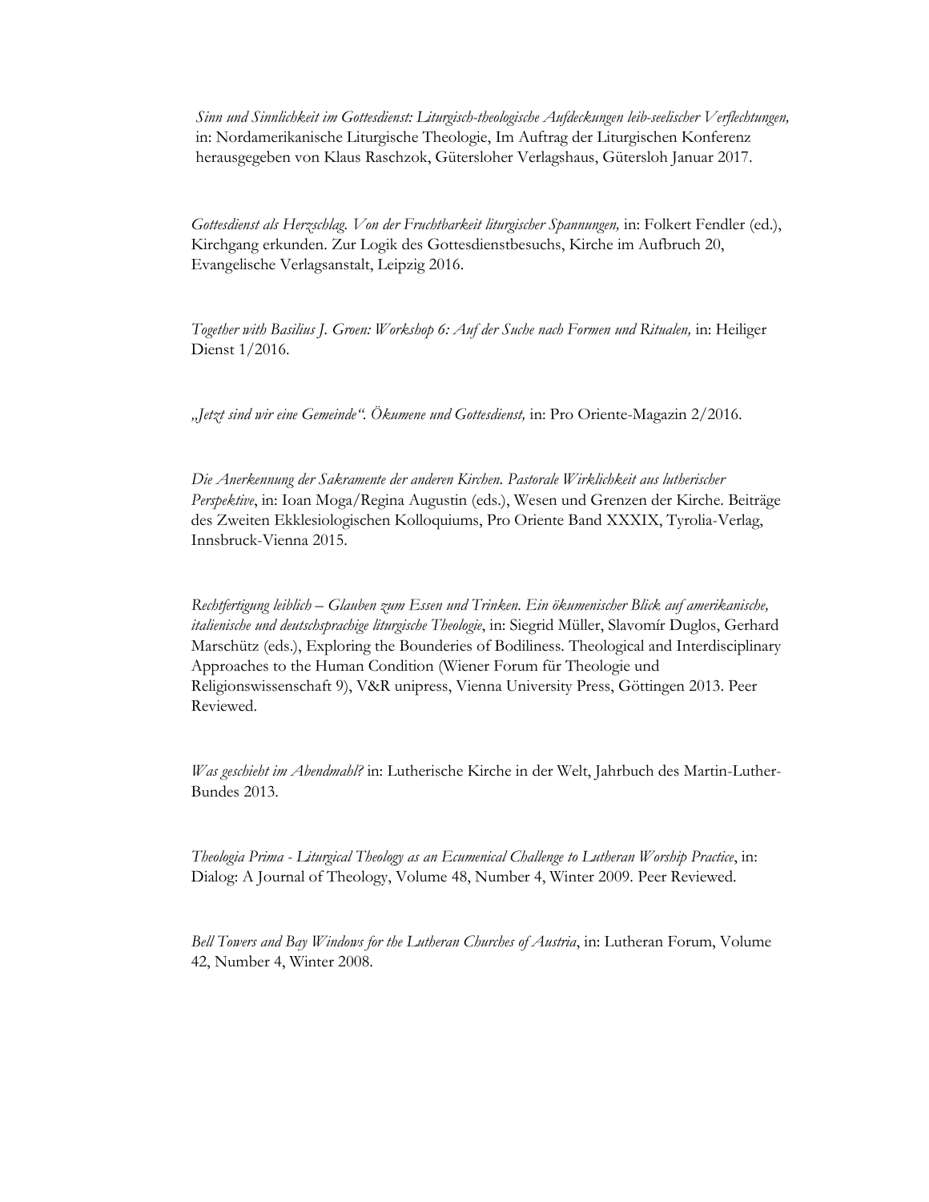*Sinn und Sinnlichkeit im Gottesdienst: Liturgisch-theologische Aufdeckungen leib-seelischer Verflechtungen,* in: Nordamerikanische Liturgische Theologie, Im Auftrag der Liturgischen Konferenz herausgegeben von Klaus Raschzok, Gütersloher Verlagshaus, Gütersloh Januar 2017.

*Gottesdienst als Herzschlag. Von der Fruchtbarkeit liturgischer Spannungen,* in: Folkert Fendler (ed.), Kirchgang erkunden. Zur Logik des Gottesdienstbesuchs, Kirche im Aufbruch 20, Evangelische Verlagsanstalt, Leipzig 2016.

*Together with Basilius J. Groen: Workshop 6: Auf der Suche nach Formen und Ritualen,* in: Heiliger Dienst 1/2016.

*„Jetzt sind wir eine Gemeinde". Ökumene und Gottesdienst,* in: Pro Oriente-Magazin 2/2016.

*Die Anerkennung der Sakramente der anderen Kirchen. Pastorale Wirklichkeit aus lutherischer Perspektive*, in: Ioan Moga/Regina Augustin (eds.), Wesen und Grenzen der Kirche. Beiträge des Zweiten Ekklesiologischen Kolloquiums, Pro Oriente Band XXXIX, Tyrolia-Verlag, Innsbruck-Vienna 2015.

*Rechtfertigung leiblich – Glauben zum Essen und Trinken. Ein ökumenischer Blick auf amerikanische, italienische und deutschsprachige liturgische Theologie*, in: Siegrid Müller, Slavomír Duglos, Gerhard Marschütz (eds.), Exploring the Bounderies of Bodiliness. Theological and Interdisciplinary Approaches to the Human Condition (Wiener Forum für Theologie und Religionswissenschaft 9), V&R unipress, Vienna University Press, Göttingen 2013. Peer Reviewed.

*Was geschieht im Abendmahl?* in: Lutherische Kirche in der Welt, Jahrbuch des Martin-Luther-Bundes 2013.

*Theologia Prima - Liturgical Theology as an Ecumenical Challenge to Lutheran Worship Practice*, in: Dialog: A Journal of Theology, Volume 48, Number 4, Winter 2009. Peer Reviewed.

*Bell Towers and Bay Windows for the Lutheran Churches of Austria*, in: Lutheran Forum, Volume 42, Number 4, Winter 2008.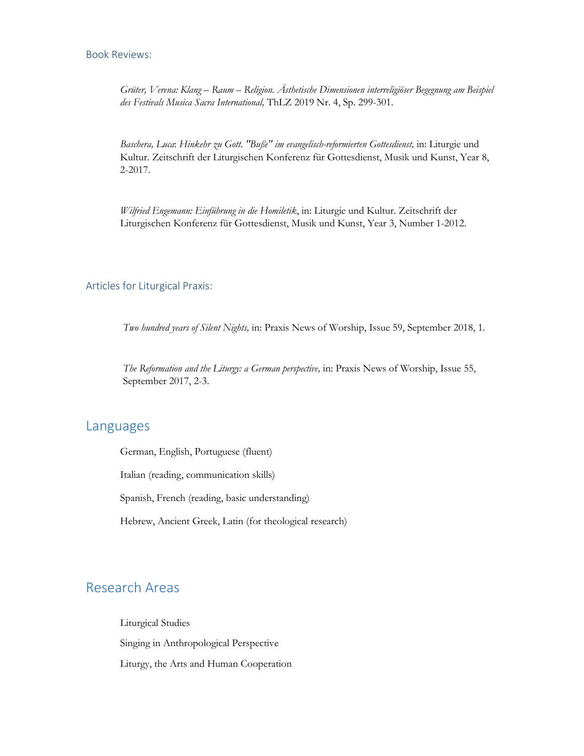### Book Reviews:

*Grüter, Verena: Klang – Raum – Religion. Ästhetische Dimensionen interreligiöser Begegnung am Beispiel des Festivals Musica Sacra International,* ThLZ 2019 Nr. 4, Sp. 299-301.

*Baschera, Luca*: *Hinkehr zu Gott. "Buße" im evangelisch-reformierten Gottesdienst,* in: Liturgie und Kultur. Zeitschrift der Liturgischen Konferenz für Gottesdienst, Musik und Kunst, Year 8, 2-2017.

*Wilfried Engemann: Einführung in die Homiletik*, in: Liturgie und Kultur. Zeitschrift der Liturgischen Konferenz für Gottesdienst, Musik und Kunst, Year 3, Number 1-2012.

### Articles for Liturgical Praxis:

*Two hundred years of Silent Nights,* in: Praxis News of Worship, Issue 59, September 2018, 1.

*The Reformation and the Liturgy: a German perspective,* in: Praxis News of Worship, Issue 55, September 2017, 2-3.

## Languages

German, English, Portuguese (fluent)

Italian (reading, communication skills)

Spanish, French (reading, basic understanding)

Hebrew, Ancient Greek, Latin (for theological research)

## Research Areas

Liturgical Studies

Singing in Anthropological Perspective

Liturgy, the Arts and Human Cooperation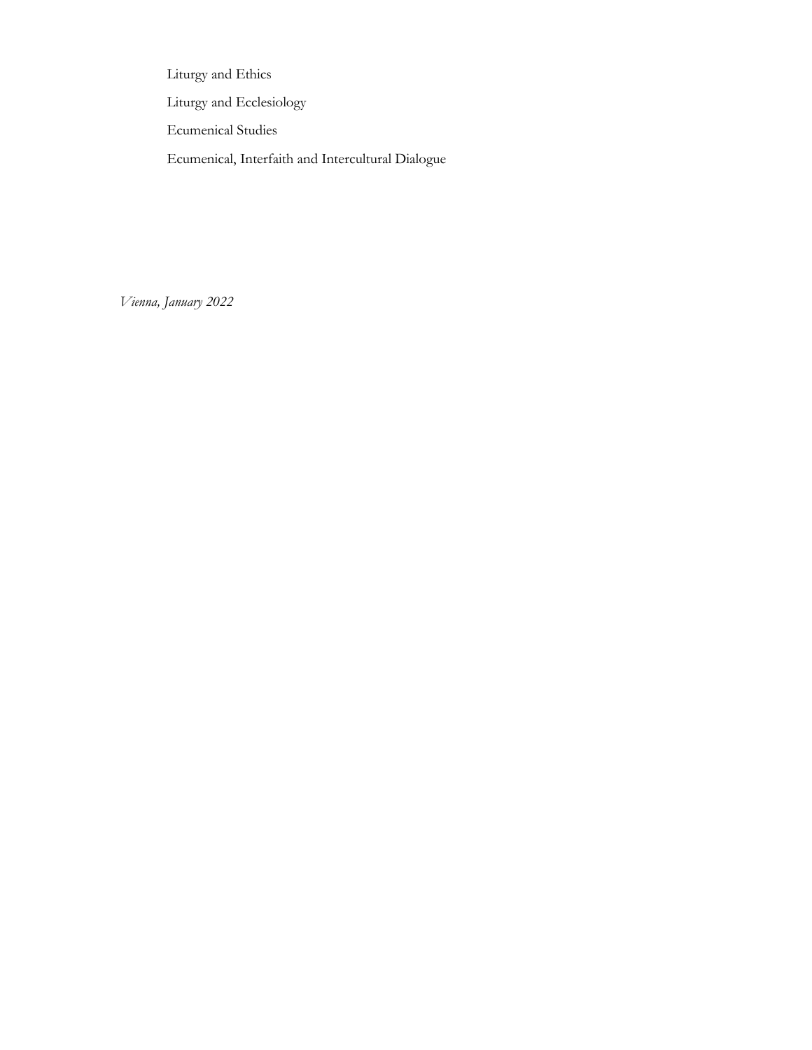Liturgy and Ethics

Liturgy and Ecclesiology

Ecumenical Studies

Ecumenical, Interfaith and Intercultural Dialogue

*Vienna, January 2022*